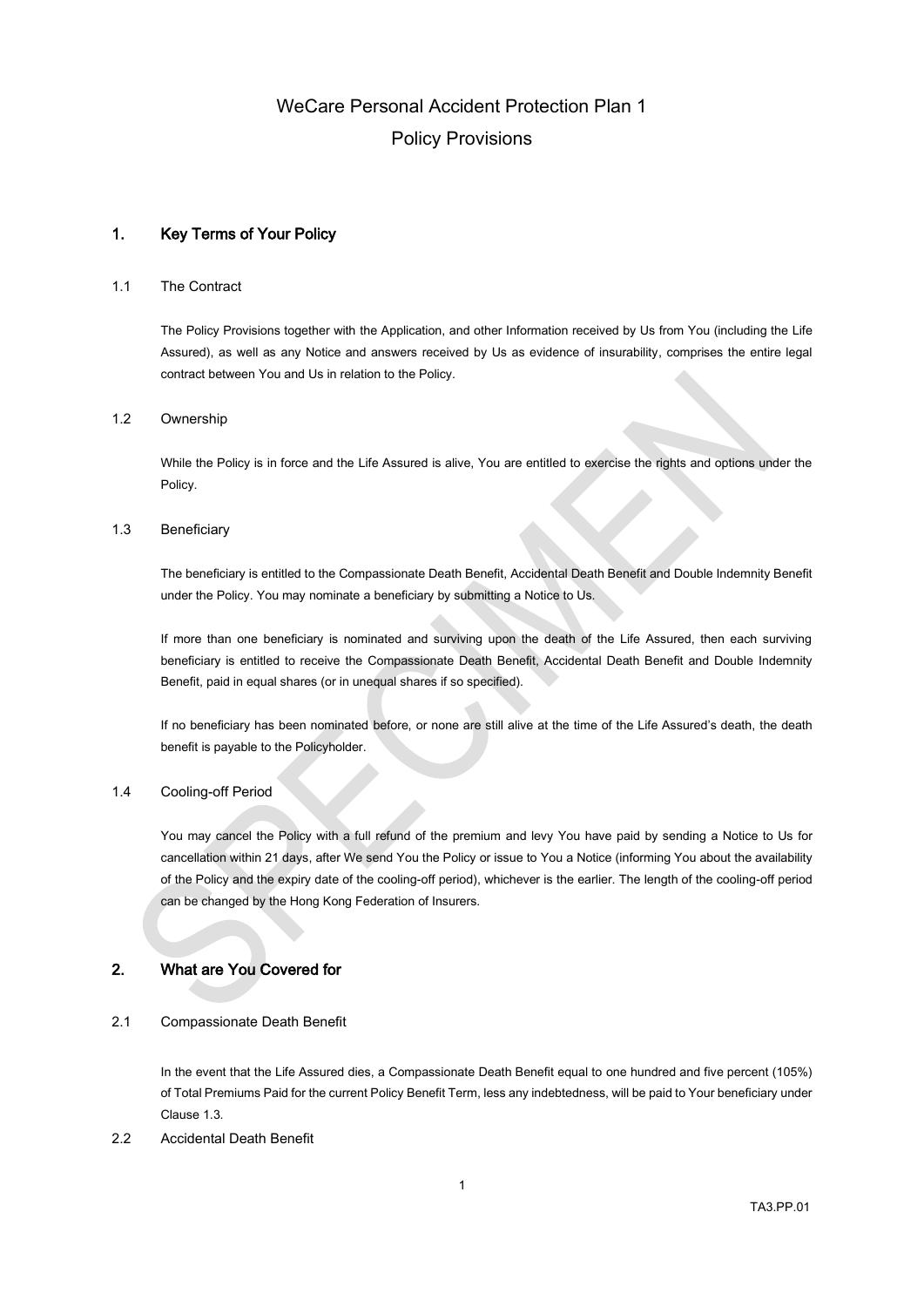# WeCare Personal Accident Protection Plan 1

# Policy Provisions

## 1. Key Terms of Your Policy

### 1.1 The Contract

The Policy Provisions together with the Application, and other Information received by Us from You (including the Life Assured), as well as any Notice and answers received by Us as evidence of insurability, comprises the entire legal contract between You and Us in relation to the Policy.

### 1.2 Ownership

While the Policy is in force and the Life Assured is alive, You are entitled to exercise the rights and options under the Policy.

### 1.3 Beneficiary

The beneficiary is entitled to the Compassionate Death Benefit, Accidental Death Benefit and Double Indemnity Benefit under the Policy. You may nominate a beneficiary by submitting a Notice to Us.

If more than one beneficiary is nominated and surviving upon the death of the Life Assured, then each surviving beneficiary is entitled to receive the Compassionate Death Benefit, Accidental Death Benefit and Double Indemnity Benefit, paid in equal shares (or in unequal shares if so specified).

If no beneficiary has been nominated before, or none are still alive at the time of the Life Assured's death, the death benefit is payable to the Policyholder.

### 1.4 Cooling-off Period

You may cancel the Policy with a full refund of the premium and levy You have paid by sending a Notice to Us for cancellation within 21 days, after We send You the Policy or issue to You a Notice (informing You about the availability of the Policy and the expiry date of the cooling-off period), whichever is the earlier. The length of the cooling-off period can be changed by the Hong Kong Federation of Insurers.

## 2. What are You Covered for

### 2.1 Compassionate Death Benefit

In the event that the Life Assured dies, a Compassionate Death Benefit equal to one hundred and five percent (105%) of Total Premiums Paid for the current Policy Benefit Term, less any indebtedness, will be paid to Your beneficiary under Clause 1.3.

### 2.2 Accidental Death Benefit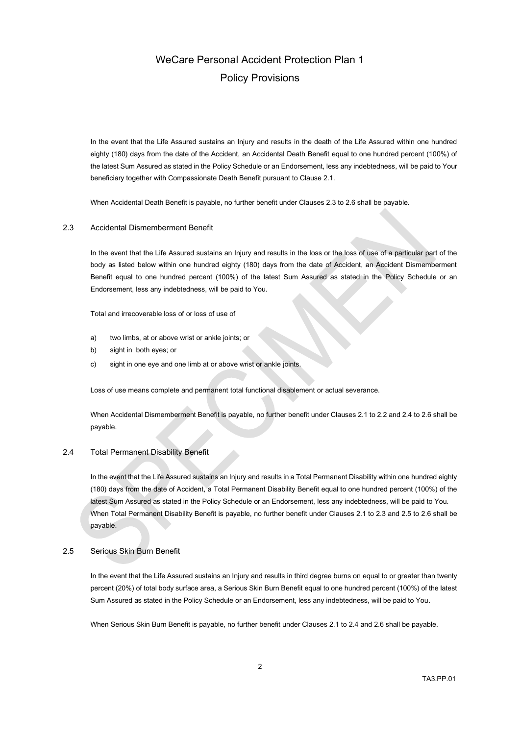# WeCare Personal Accident Protection Plan 1

## Policy Provisions

In the event that the Life Assured sustains an Injury and results in the death of the Life Assured within one hundred eighty (180) days from the date of the Accident, an Accidental Death Benefit equal to one hundred percent (100%) of the latest Sum Assured as stated in the Policy Schedule or an Endorsement, less any indebtedness, will be paid to Your beneficiary together with Compassionate Death Benefit pursuant to Clause 2.1.

When Accidental Death Benefit is payable, no further benefit under Clauses 2.3 to 2.6 shall be payable.

### 2.3 Accidental Dismemberment Benefit

In the event that the Life Assured sustains an Injury and results in the loss or the loss of use of a particular part of the body as listed below within one hundred eighty (180) days from the date of Accident, an Accident Dismemberment Benefit equal to one hundred percent (100%) of the latest Sum Assured as stated in the Policy Schedule or an Endorsement, less any indebtedness, will be paid to You.

Total and irrecoverable loss of or loss of use of

a) two limbs, at or above wrist or ankle joints; or
b) sight in both eyes; or
c) sight in one eye and one limb at or above wrist or ankle joints.

Loss of use means complete and permanent total functional disablement or actual severance.

When Accidental Dismemberment Benefit is payable, no further benefit under Clauses 2.1 to 2.2 and 2.4 to 2.6 shall be payable.

### 2.4 Total Permanent Disability Benefit

In the event that the Life Assured sustains an Injury and results in a Total Permanent Disability within one hundred eighty (180) days from the date of Accident, a Total Permanent Disability Benefit equal to one hundred percent (100%) of the latest Sum Assured as stated in the Policy Schedule or an Endorsement, less any indebtedness, will be paid to You. When Total Permanent Disability Benefit is payable, no further benefit under Clauses 2.1 to 2.3 and 2.5 to 2.6 shall be payable.

### 2.5 Serious Skin Burn Benefit

In the event that the Life Assured sustains an Injury and results in third degree burns on equal to or greater than twenty percent (20%) of total body surface area, a Serious Skin Burn Benefit equal to one hundred percent (100%) of the latest Sum Assured as stated in the Policy Schedule or an Endorsement, less any indebtedness, will be paid to You.

When Serious Skin Burn Benefit is payable, no further benefit under Clauses 2.1 to 2.4 and 2.6 shall be payable.

TA3.PP.01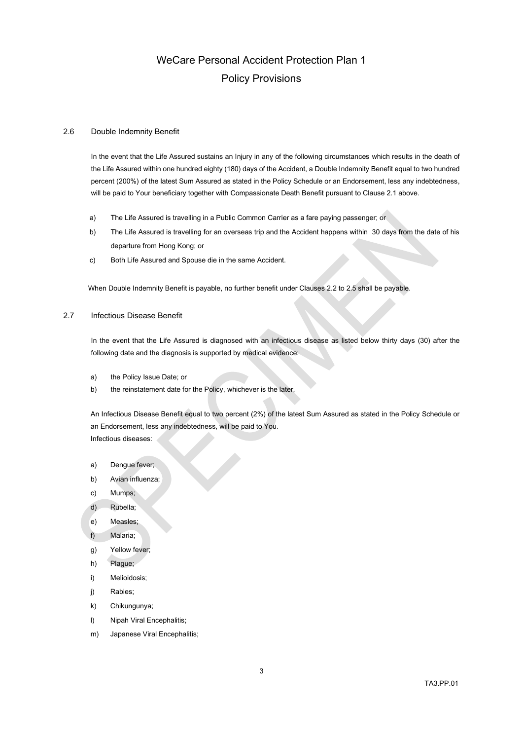# WeCare Personal Accident Protection Plan 1

# Policy Provisions

## 2.6 Double Indemnity Benefit

In the event that the Life Assured sustains an Injury in any of the following circumstances which results in the death of the Life Assured within one hundred eighty (180) days of the Accident, a Double Indemnity Benefit equal to two hundred percent (200%) of the latest Sum Assured as stated in the Policy Schedule or an Endorsement, less any indebtedness, will be paid to Your beneficiary together with Compassionate Death Benefit pursuant to Clause 2.1 above.

a) The Life Assured is travelling in a Public Common Carrier as a fare paying passenger; or

b) The Life Assured is travelling for an overseas trip and the Accident happens within 30 days from the date of his departure from Hong Kong; or

c) Both Life Assured and Spouse die in the same Accident.

When Double Indemnity Benefit is payable, no further benefit under Clauses 2.2 to 2.5 shall be payable.

## 2.7 Infectious Disease Benefit

In the event that the Life Assured is diagnosed with an infectious disease as listed below thirty days (30) after the following date and the diagnosis is supported by medical evidence:

a) the Policy Issue Date; or

b) the reinstatement date for the Policy, whichever is the later,

An Infectious Disease Benefit equal to two percent (2%) of the latest Sum Assured as stated in the Policy Schedule or an Endorsement, less any indebtedness, will be paid to You.

Infectious diseases:

a) Dengue fever;

b) Avian influenza;

c) Mumps;

d) Rubella;

e) Measles;

f) Malaria;

g) Yellow fever;

h) Plague;

i) Melioidosis;

j) Rabies;

k) Chikungunya;

l) Nipah Viral Encephalitis;

m) Japanese Viral Encephalitis;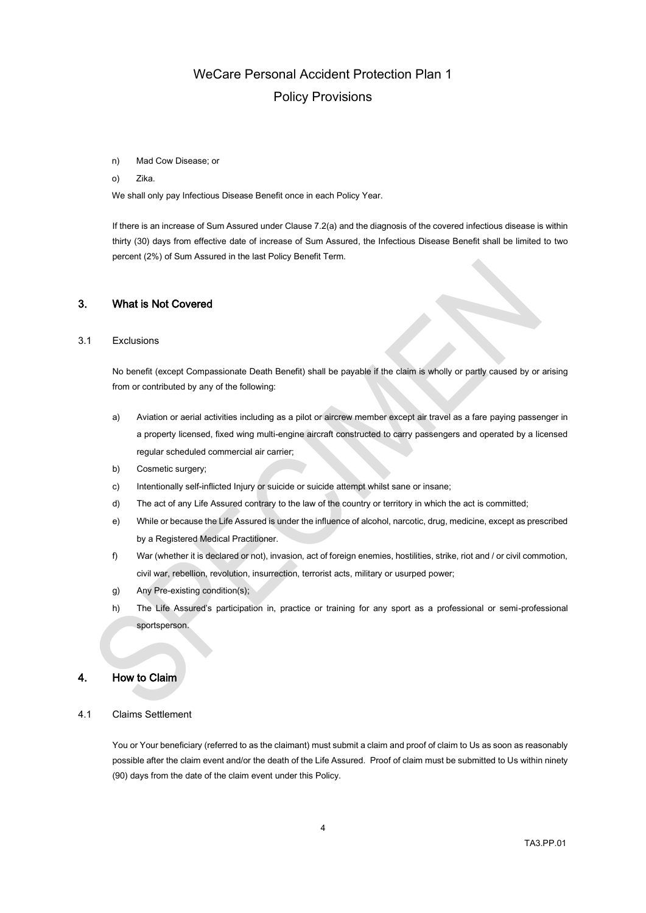- n) Mad Cow Disease; or
- o) Zika.

We shall only pay Infectious Disease Benefit once in each Policy Year.

If there is an increase of Sum Assured under Clause 7.2(a) and the diagnosis of the covered infectious disease is within thirty (30) days from effective date of increase of Sum Assured, the Infectious Disease Benefit shall be limited to two percent (2%) of Sum Assured in the last Policy Benefit Term.

## 3. What is Not Covered

### 3.1 Exclusions

No benefit (except Compassionate Death Benefit) shall be payable if the claim is wholly or partly caused by or arising from or contributed by any of the following:

- a) Aviation or aerial activities including as a pilot or aircrew member except air travel as a fare paying passenger in a property licensed, fixed wing multi-engine aircraft constructed to carry passengers and operated by a licensed regular scheduled commercial air carrier;
- b) Cosmetic surgery;
- c) Intentionally self-inflicted Injury or suicide or suicide attempt whilst sane or insane;
- d) The act of any Life Assured contrary to the law of the country or territory in which the act is committed;
- e) While or because the Life Assured is under the influence of alcohol, narcotic, drug, medicine, except as prescribed by a Registered Medical Practitioner.
- f) War (whether it is declared or not), invasion, act of foreign enemies, hostilities, strike, riot and / or civil commotion, civil war, rebellion, revolution, insurrection, terrorist acts, military or usurped power;
- g) Any Pre-existing condition(s);
- h) The Life Assured's participation in, practice or training for any sport as a professional or semi-professional sportsperson.

## 4. How to Claim

### 4.1 Claims Settlement

You or Your beneficiary (referred to as the claimant) must submit a claim and proof of claim to Us as soon as reasonably possible after the claim event and/or the death of the Life Assured. Proof of claim must be submitted to Us within ninety (90) days from the date of the claim event under this Policy.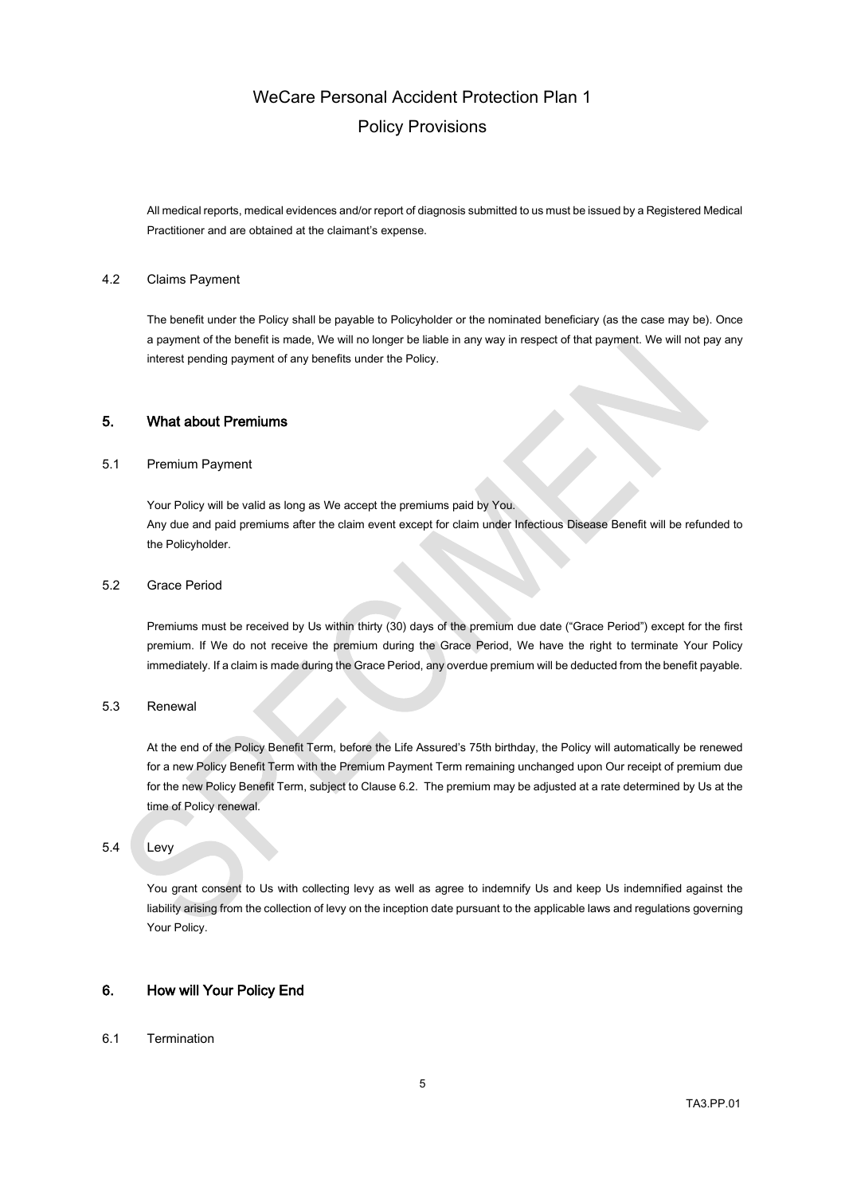All medical reports, medical evidences and/or report of diagnosis submitted to us must be issued by a Registered Medical Practitioner and are obtained at the claimant's expense.

### 4.2 Claims Payment

The benefit under the Policy shall be payable to Policyholder or the nominated beneficiary (as the case may be). Once a payment of the benefit is made, We will no longer be liable in any way in respect of that payment. We will not pay any interest pending payment of any benefits under the Policy.

## 5. What about Premiums

### 5.1 Premium Payment

Your Policy will be valid as long as We accept the premiums paid by You.
Any due and paid premiums after the claim event except for claim under Infectious Disease Benefit will be refunded to the Policyholder.

### 5.2 Grace Period

Premiums must be received by Us within thirty (30) days of the premium due date ("Grace Period") except for the first premium. If We do not receive the premium during the Grace Period, We have the right to terminate Your Policy immediately. If a claim is made during the Grace Period, any overdue premium will be deducted from the benefit payable.

### 5.3 Renewal

At the end of the Policy Benefit Term, before the Life Assured's 75th birthday, the Policy will automatically be renewed for a new Policy Benefit Term with the Premium Payment Term remaining unchanged upon Our receipt of premium due for the new Policy Benefit Term, subject to Clause 6.2. The premium may be adjusted at a rate determined by Us at the time of Policy renewal.

### 5.4 Levy

You grant consent to Us with collecting levy as well as agree to indemnify Us and keep Us indemnified against the liability arising from the collection of levy on the inception date pursuant to the applicable laws and regulations governing Your Policy.

## 6. How will Your Policy End

### 6.1 Termination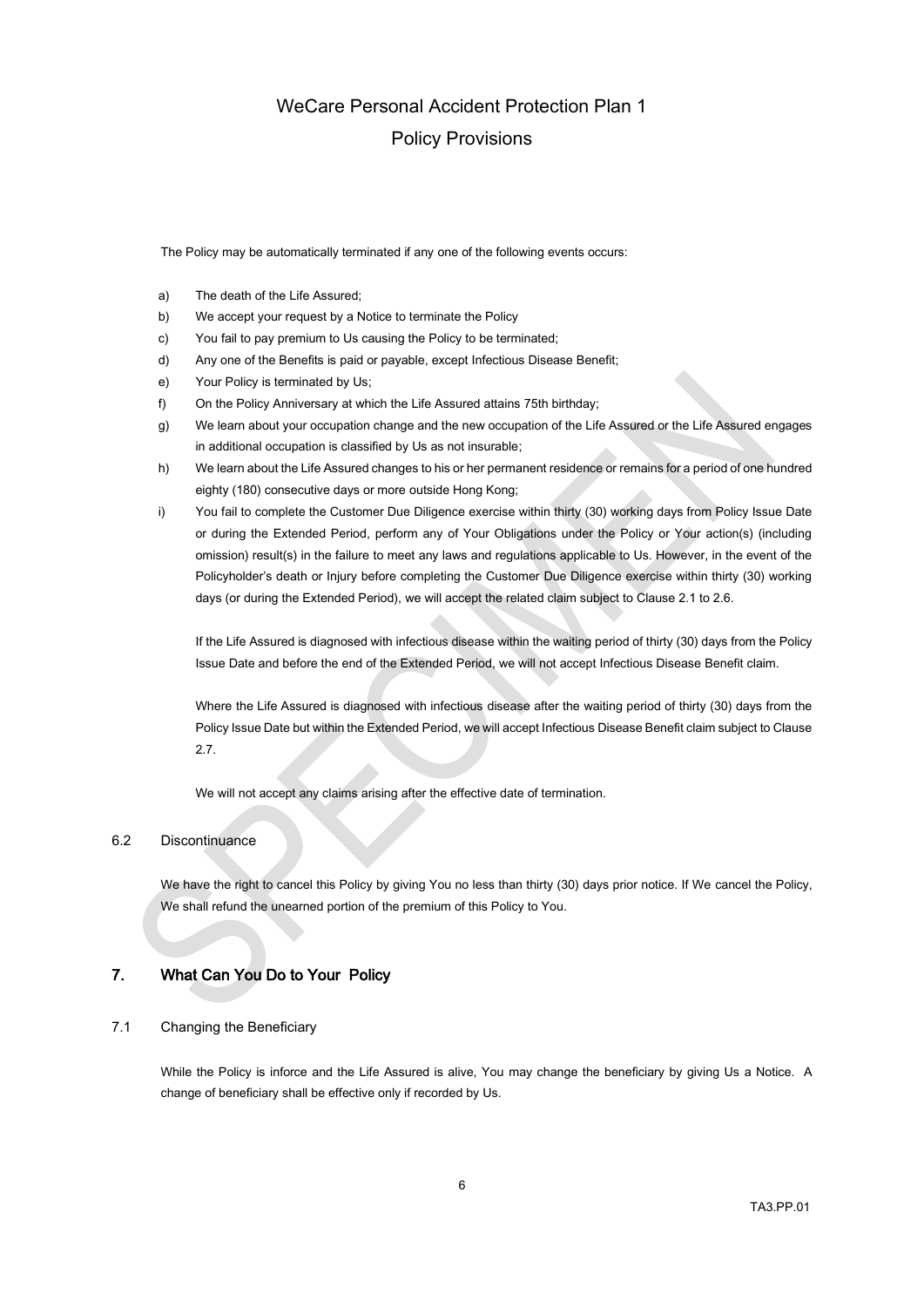The Policy may be automatically terminated if any one of the following events occurs:

a) The death of the Life Assured;
b) We accept your request by a Notice to terminate the Policy
c) You fail to pay premium to Us causing the Policy to be terminated;
d) Any one of the Benefits is paid or payable, except Infectious Disease Benefit;
e) Your Policy is terminated by Us;
f) On the Policy Anniversary at which the Life Assured attains 75th birthday;
g) We learn about your occupation change and the new occupation of the Life Assured or the Life Assured engages in additional occupation is classified by Us as not insurable;
h) We learn about the Life Assured changes to his or her permanent residence or remains for a period of one hundred eighty (180) consecutive days or more outside Hong Kong;
i) You fail to complete the Customer Due Diligence exercise within thirty (30) working days from Policy Issue Date or during the Extended Period, perform any of Your Obligations under the Policy or Your action(s) (including omission) result(s) in the failure to meet any laws and regulations applicable to Us. However, in the event of the Policyholder's death or Injury before completing the Customer Due Diligence exercise within thirty (30) working days (or during the Extended Period), we will accept the related claim subject to Clause 2.1 to 2.6.

   If the Life Assured is diagnosed with infectious disease within the waiting period of thirty (30) days from the Policy Issue Date and before the end of the Extended Period, we will not accept Infectious Disease Benefit claim.

   Where the Life Assured is diagnosed with infectious disease after the waiting period of thirty (30) days from the Policy Issue Date but within the Extended Period, we will accept Infectious Disease Benefit claim subject to Clause 2.7.

   We will not accept any claims arising after the effective date of termination.

6.2 Discontinuance

We have the right to cancel this Policy by giving You no less than thirty (30) days prior notice. If We cancel the Policy, We shall refund the unearned portion of the premium of this Policy to You.

## 7. What Can You Do to Your Policy

7.1 Changing the Beneficiary

While the Policy is inforce and the Life Assured is alive, You may change the beneficiary by giving Us a Notice. A change of beneficiary shall be effective only if recorded by Us.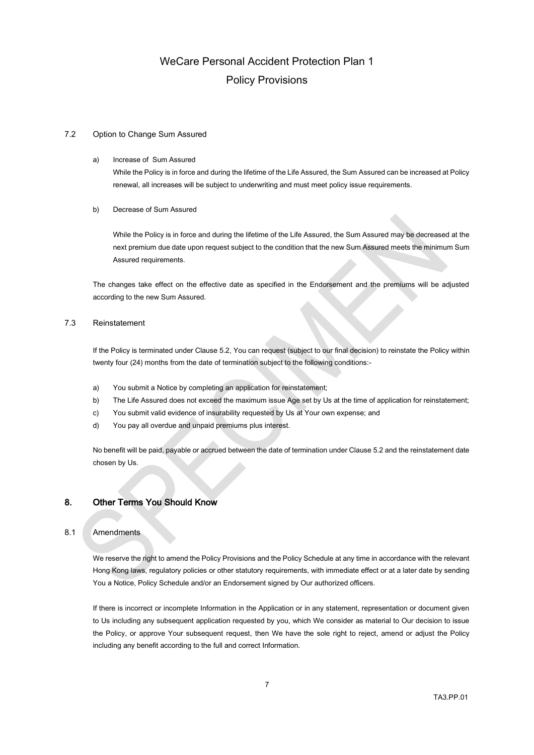### 7.2 Option to Change Sum Assured

a) Increase of Sum Assured

While the Policy is in force and during the lifetime of the Life Assured, the Sum Assured can be increased at Policy renewal, all increases will be subject to underwriting and must meet policy issue requirements.

b) Decrease of Sum Assured

While the Policy is in force and during the lifetime of the Life Assured, the Sum Assured may be decreased at the next premium due date upon request subject to the condition that the new Sum Assured meets the minimum Sum Assured requirements.

The changes take effect on the effective date as specified in the Endorsement and the premiums will be adjusted according to the new Sum Assured.

### 7.3 Reinstatement

If the Policy is terminated under Clause 5.2, You can request (subject to our final decision) to reinstate the Policy within twenty four (24) months from the date of termination subject to the following conditions:-

a) You submit a Notice by completing an application for reinstatement;
b) The Life Assured does not exceed the maximum issue Age set by Us at the time of application for reinstatement;
c) You submit valid evidence of insurability requested by Us at Your own expense; and
d) You pay all overdue and unpaid premiums plus interest.

No benefit will be paid, payable or accrued between the date of termination under Clause 5.2 and the reinstatement date chosen by Us.

## 8. Other Terms You Should Know

### 8.1 Amendments

We reserve the right to amend the Policy Provisions and the Policy Schedule at any time in accordance with the relevant Hong Kong laws, regulatory policies or other statutory requirements, with immediate effect or at a later date by sending You a Notice, Policy Schedule and/or an Endorsement signed by Our authorized officers.

If there is incorrect or incomplete Information in the Application or in any statement, representation or document given to Us including any subsequent application requested by you, which We consider as material to Our decision to issue the Policy, or approve Your subsequent request, then We have the sole right to reject, amend or adjust the Policy including any benefit according to the full and correct Information.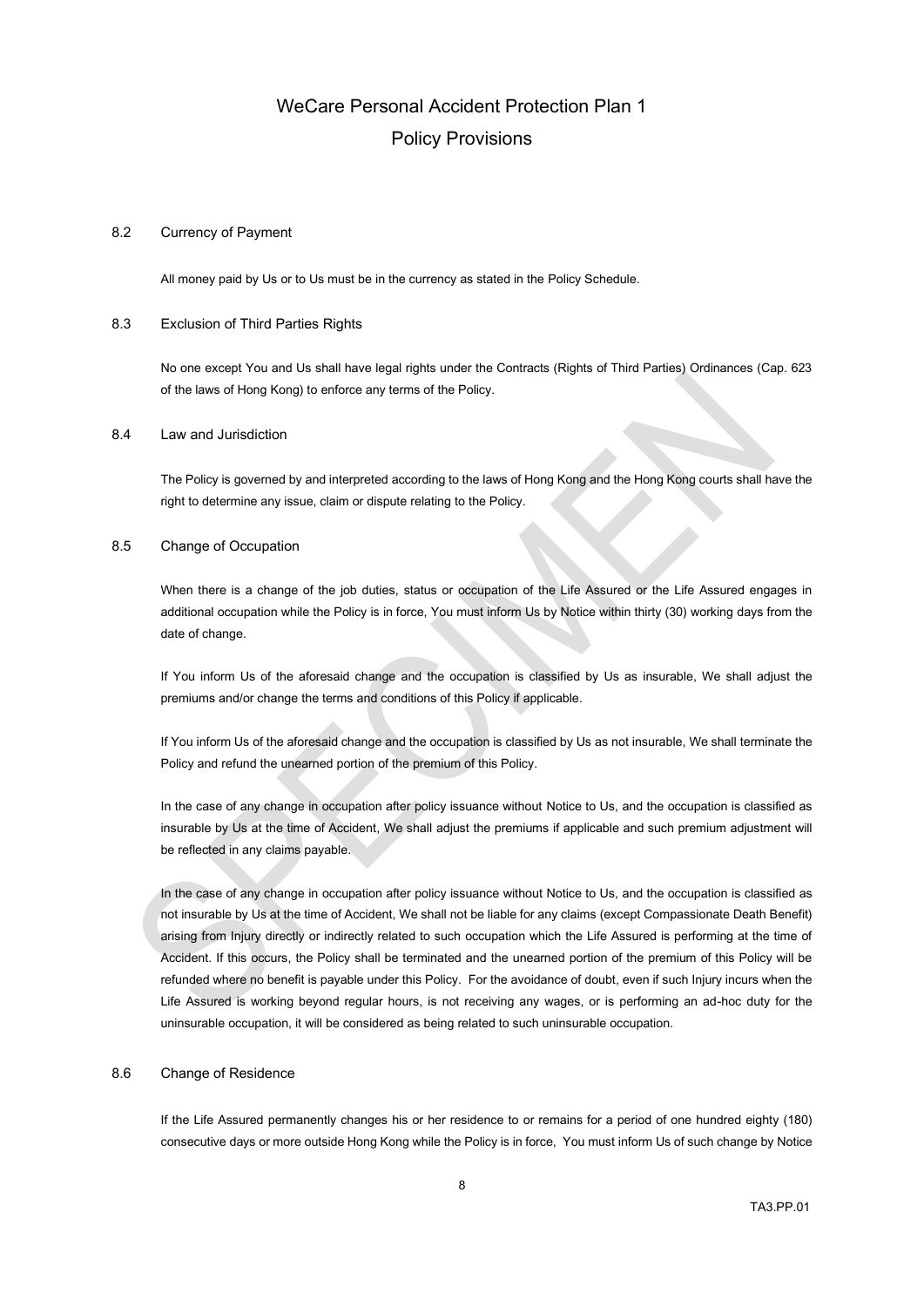# WeCare Personal Accident Protection Plan 1

# Policy Provisions

### 8.2 Currency of Payment

All money paid by Us or to Us must be in the currency as stated in the Policy Schedule.

### 8.3 Exclusion of Third Parties Rights

No one except You and Us shall have legal rights under the Contracts (Rights of Third Parties) Ordinances (Cap. 623 of the laws of Hong Kong) to enforce any terms of the Policy.

### 8.4 Law and Jurisdiction

The Policy is governed by and interpreted according to the laws of Hong Kong and the Hong Kong courts shall have the right to determine any issue, claim or dispute relating to the Policy.

### 8.5 Change of Occupation

When there is a change of the job duties, status or occupation of the Life Assured or the Life Assured engages in additional occupation while the Policy is in force, You must inform Us by Notice within thirty (30) working days from the date of change.

If You inform Us of the aforesaid change and the occupation is classified by Us as insurable, We shall adjust the premiums and/or change the terms and conditions of this Policy if applicable.

If You inform Us of the aforesaid change and the occupation is classified by Us as not insurable, We shall terminate the Policy and refund the unearned portion of the premium of this Policy.

In the case of any change in occupation after policy issuance without Notice to Us, and the occupation is classified as insurable by Us at the time of Accident, We shall adjust the premiums if applicable and such premium adjustment will be reflected in any claims payable.

In the case of any change in occupation after policy issuance without Notice to Us, and the occupation is classified as not insurable by Us at the time of Accident, We shall not be liable for any claims (except Compassionate Death Benefit) arising from Injury directly or indirectly related to such occupation which the Life Assured is performing at the time of Accident. If this occurs, the Policy shall be terminated and the unearned portion of the premium of this Policy will be refunded where no benefit is payable under this Policy. For the avoidance of doubt, even if such Injury incurs when the Life Assured is working beyond regular hours, is not receiving any wages, or is performing an ad-hoc duty for the uninsurable occupation, it will be considered as being related to such uninsurable occupation.

### 8.6 Change of Residence

If the Life Assured permanently changes his or her residence to or remains for a period of one hundred eighty (180) consecutive days or more outside Hong Kong while the Policy is in force, You must inform Us of such change by Notice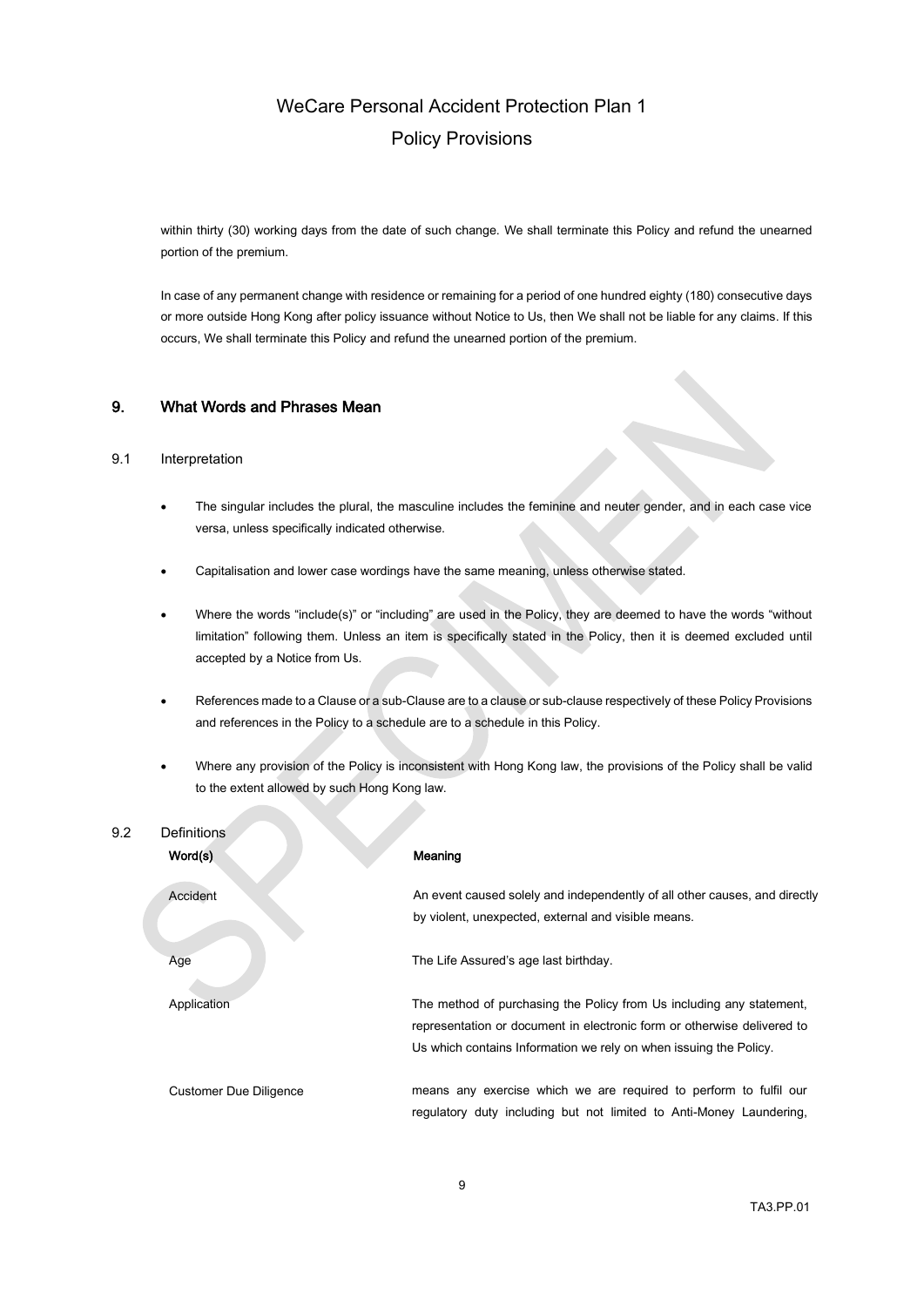within thirty (30) working days from the date of such change. We shall terminate this Policy and refund the unearned portion of the premium.

In case of any permanent change with residence or remaining for a period of one hundred eighty (180) consecutive days or more outside Hong Kong after policy issuance without Notice to Us, then We shall not be liable for any claims. If this occurs, We shall terminate this Policy and refund the unearned portion of the premium.

## 9. What Words and Phrases Mean

### 9.1 Interpretation

- The singular includes the plural, the masculine includes the feminine and neuter gender, and in each case vice versa, unless specifically indicated otherwise.
- Capitalisation and lower case wordings have the same meaning, unless otherwise stated.
- Where the words "include(s)" or "including" are used in the Policy, they are deemed to have the words "without limitation" following them. Unless an item is specifically stated in the Policy, then it is deemed excluded until accepted by a Notice from Us.
- References made to a Clause or a sub-Clause are to a clause or sub-clause respectively of these Policy Provisions and references in the Policy to a schedule are to a schedule in this Policy.
- Where any provision of the Policy is inconsistent with Hong Kong law, the provisions of the Policy shall be valid to the extent allowed by such Hong Kong law.

### 9.2 Definitions

| Word(s) | Meaning |
|---|---|
| Accident | An event caused solely and independently of all other causes, and directly by violent, unexpected, external and visible means. |
| Age | The Life Assured's age last birthday. |
| Application | The method of purchasing the Policy from Us including any statement, representation or document in electronic form or otherwise delivered to Us which contains Information we rely on when issuing the Policy. |
| Customer Due Diligence | means any exercise which we are required to perform to fulfil our regulatory duty including but not limited to Anti-Money Laundering, |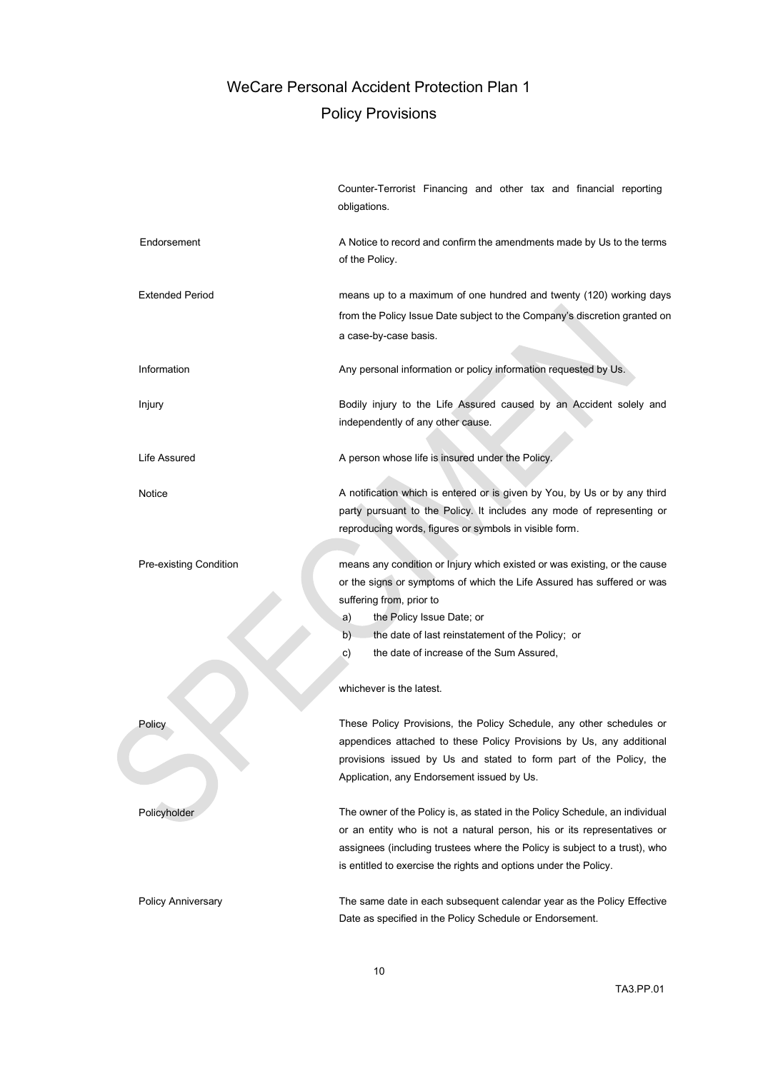# WeCare Personal Accident Protection Plan 1

## Policy Provisions

| | |
|---|---|
| | Counter-Terrorist Financing and other tax and financial reporting obligations. |
| Endorsement | A Notice to record and confirm the amendments made by Us to the terms of the Policy. |
| Extended Period | means up to a maximum of one hundred and twenty (120) working days from the Policy Issue Date subject to the Company's discretion granted on a case-by-case basis. |
| Information | Any personal information or policy information requested by Us. |
| Injury | Bodily injury to the Life Assured caused by an Accident solely and independently of any other cause. |
| Life Assured | A person whose life is insured under the Policy. |
| Notice | A notification which is entered or is given by You, by Us or by any third party pursuant to the Policy. It includes any mode of representing or reproducing words, figures or symbols in visible form. |
| Pre-existing Condition | means any condition or Injury which existed or was existing, or the cause or the signs or symptoms of which the Life Assured has suffered or was suffering from, prior to<br>a) the Policy Issue Date; or<br>b) the date of last reinstatement of the Policy; or<br>c) the date of increase of the Sum Assured,<br><br>whichever is the latest. |
| Policy | These Policy Provisions, the Policy Schedule, any other schedules or appendices attached to these Policy Provisions by Us, any additional provisions issued by Us and stated to form part of the Policy, the Application, any Endorsement issued by Us. |
| Policyholder | The owner of the Policy is, as stated in the Policy Schedule, an individual or an entity who is not a natural person, his or its representatives or assignees (including trustees where the Policy is subject to a trust), who is entitled to exercise the rights and options under the Policy. |
| Policy Anniversary | The same date in each subsequent calendar year as the Policy Effective Date as specified in the Policy Schedule or Endorsement. |

TA3.PP.01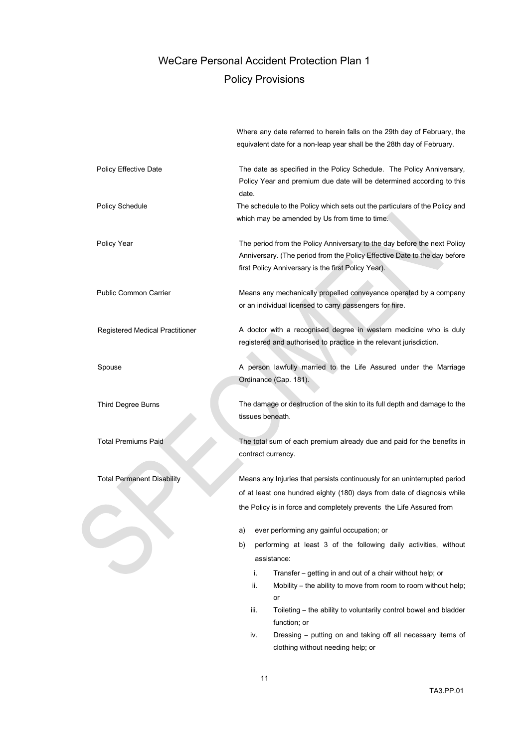# WeCare Personal Accident Protection Plan 1

## Policy Provisions

| | |
|---|---|
| | Where any date referred to herein falls on the 29th day of February, the equivalent date for a non-leap year shall be the 28th day of February. |
| Policy Effective Date | The date as specified in the Policy Schedule. The Policy Anniversary, Policy Year and premium due date will be determined according to this date. |
| Policy Schedule | The schedule to the Policy which sets out the particulars of the Policy and which may be amended by Us from time to time. |
| Policy Year | The period from the Policy Anniversary to the day before the next Policy Anniversary. (The period from the Policy Effective Date to the day before first Policy Anniversary is the first Policy Year). |
| Public Common Carrier | Means any mechanically propelled conveyance operated by a company or an individual licensed to carry passengers for hire. |
| Registered Medical Practitioner | A doctor with a recognised degree in western medicine who is duly registered and authorised to practice in the relevant jurisdiction. |
| Spouse | A person lawfully married to the Life Assured under the Marriage Ordinance (Cap. 181). |
| Third Degree Burns | The damage or destruction of the skin to its full depth and damage to the tissues beneath. |
| Total Premiums Paid | The total sum of each premium already due and paid for the benefits in contract currency. |
| Total Permanent Disability | Means any Injuries that persists continuously for an uninterrupted period of at least one hundred eighty (180) days from date of diagnosis while the Policy is in force and completely prevents the Life Assured from |

a) ever performing any gainful occupation; or

b) performing at least 3 of the following daily activities, without assistance:

   i. Transfer – getting in and out of a chair without help; or

   ii. Mobility – the ability to move from room to room without help; or

   iii. Toileting – the ability to voluntarily control bowel and bladder function; or

   iv. Dressing – putting on and taking off all necessary items of clothing without needing help; or

TA3.PP.01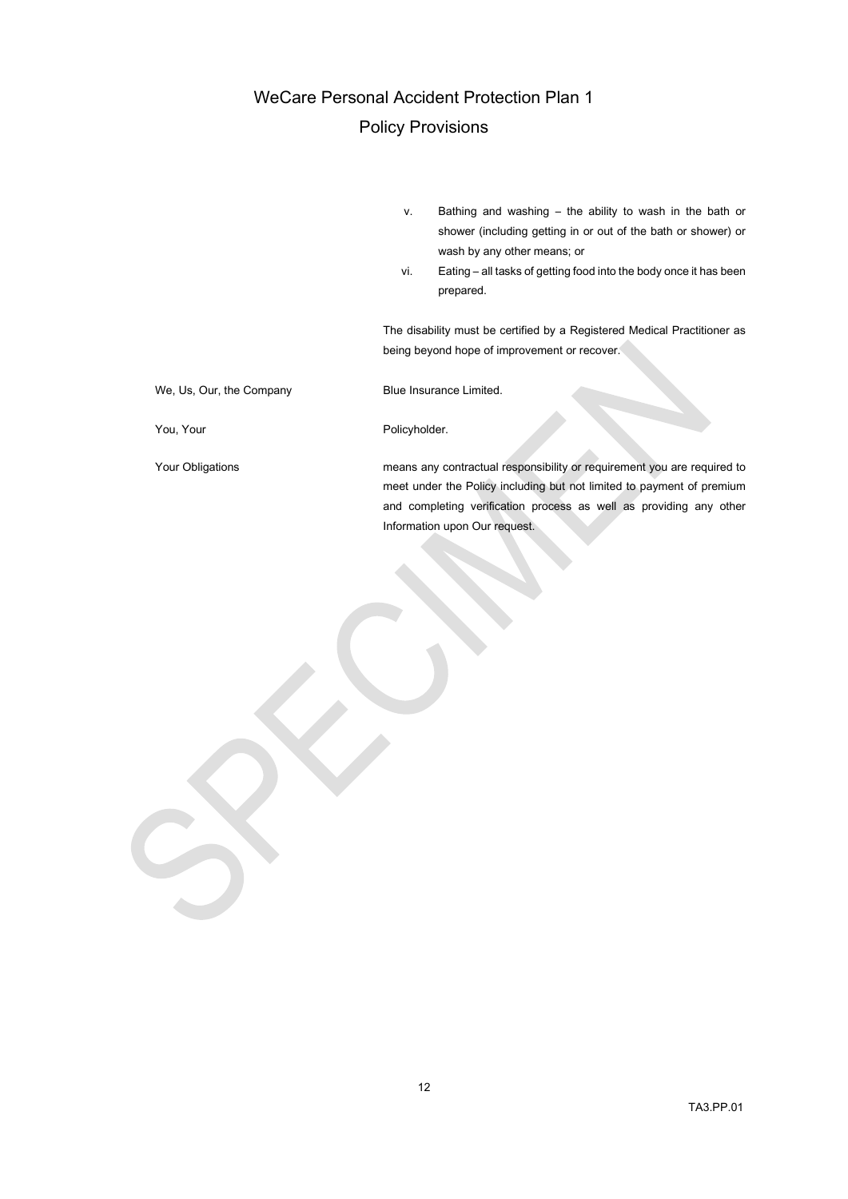v. Bathing and washing – the ability to wash in the bath or shower (including getting in or out of the bath or shower) or wash by any other means; or

vi. Eating – all tasks of getting food into the body once it has been prepared.

The disability must be certified by a Registered Medical Practitioner as being beyond hope of improvement or recover.

| | |
|---|---|
| We, Us, Our, the Company | Blue Insurance Limited. |
| You, Your | Policyholder. |
| Your Obligations | means any contractual responsibility or requirement you are required to meet under the Policy including but not limited to payment of premium and completing verification process as well as providing any other Information upon Our request. |